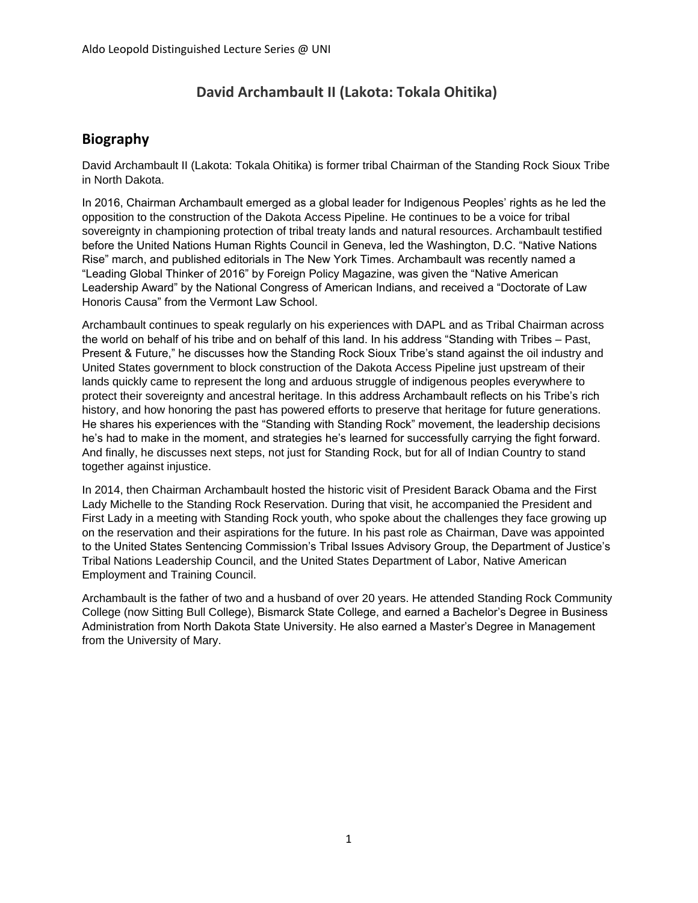# David Archambault II (Lakota: Tokala Ohitika)

## Biography

David Archambault II (Lakota: Tokala Ohitika) is former tribal Chairman of the Standing Rock Sioux Tribe in North Dakota.

In 2016, Chairman Archambault emerged as a global leader for Indigenous Peoples' rights as he led the opposition to the construction of the Dakota Access Pipeline. He continues to be a voice for tribal sovereignty in championing protection of tribal treaty lands and natural resources. Archambault testified before the United Nations Human Rights Council in Geneva, led the Washington, D.C. "Native Nations Rise" march, and published editorials in The New York Times. Archambault was recently named a "Leading Global Thinker of 2016" by Foreign Policy Magazine, was given the "Native American Leadership Award" by the National Congress of American Indians, and received a "Doctorate of Law Honoris Causa" from the Vermont Law School.

Archambault continues to speak regularly on his experiences with DAPL and as Tribal Chairman across the world on behalf of his tribe and on behalf of this land. In his address "Standing with Tribes – Past, Present & Future," he discusses how the Standing Rock Sioux Tribe's stand against the oil industry and United States government to block construction of the Dakota Access Pipeline just upstream of their lands quickly came to represent the long and arduous struggle of indigenous peoples everywhere to protect their sovereignty and ancestral heritage. In this address Archambault reflects on his Tribe's rich history, and how honoring the past has powered efforts to preserve that heritage for future generations. He shares his experiences with the "Standing with Standing Rock" movement, the leadership decisions he's had to make in the moment, and strategies he's learned for successfully carrying the fight forward. And finally, he discusses next steps, not just for Standing Rock, but for all of Indian Country to stand together against injustice.

In 2014, then Chairman Archambault hosted the historic visit of President Barack Obama and the First Lady Michelle to the Standing Rock Reservation. During that visit, he accompanied the President and First Lady in a meeting with Standing Rock youth, who spoke about the challenges they face growing up on the reservation and their aspirations for the future. In his past role as Chairman, Dave was appointed to the United States Sentencing Commission's Tribal Issues Advisory Group, the Department of Justice's Tribal Nations Leadership Council, and the United States Department of Labor, Native American Employment and Training Council.

Archambault is the father of two and a husband of over 20 years. He attended Standing Rock Community College (now Sitting Bull College), Bismarck State College, and earned a Bachelor's Degree in Business Administration from North Dakota State University. He also earned a Master's Degree in Management from the University of Mary.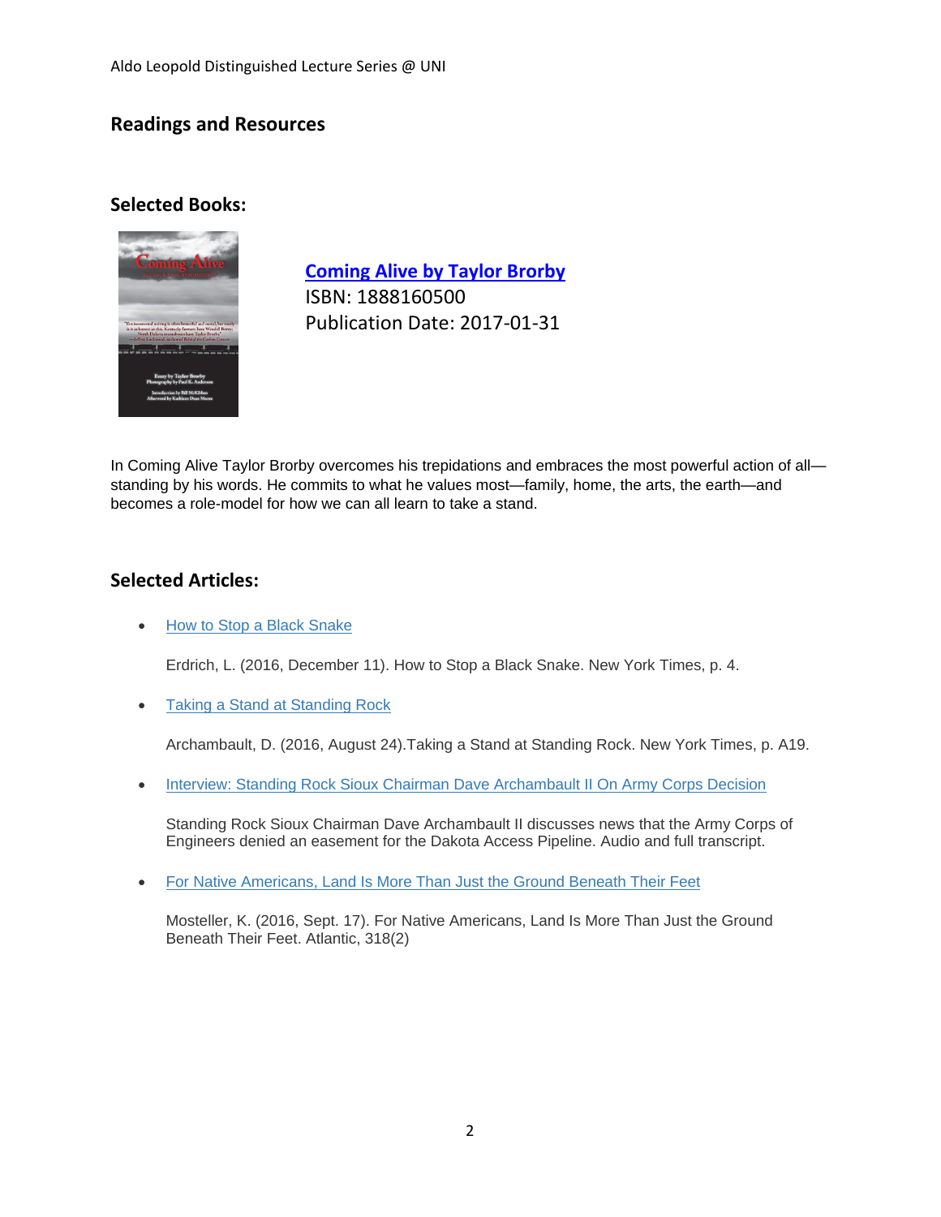## Readings and Resources

### Selected Books:

**Coming Alive by Taylor Brorby**
ISBN: 1888160500
Publication Date: 2017-01-31

In Coming Alive Taylor Brorby overcomes his trepidations and embraces the most powerful action of all—standing by his words. He commits to what he values most—family, home, the arts, the earth—and becomes a role-model for how we can all learn to take a stand.

### Selected Articles:

- How to Stop a Black Snake

  Erdrich, L. (2016, December 11). How to Stop a Black Snake. New York Times, p. 4.

- Taking a Stand at Standing Rock

  Archambault, D. (2016, August 24).Taking a Stand at Standing Rock. New York Times, p. A19.

- Interview: Standing Rock Sioux Chairman Dave Archambault II On Army Corps Decision

  Standing Rock Sioux Chairman Dave Archambault II discusses news that the Army Corps of Engineers denied an easement for the Dakota Access Pipeline. Audio and full transcript.

- For Native Americans, Land Is More Than Just the Ground Beneath Their Feet

  Mosteller, K. (2016, Sept. 17). For Native Americans, Land Is More Than Just the Ground Beneath Their Feet. Atlantic, 318(2)